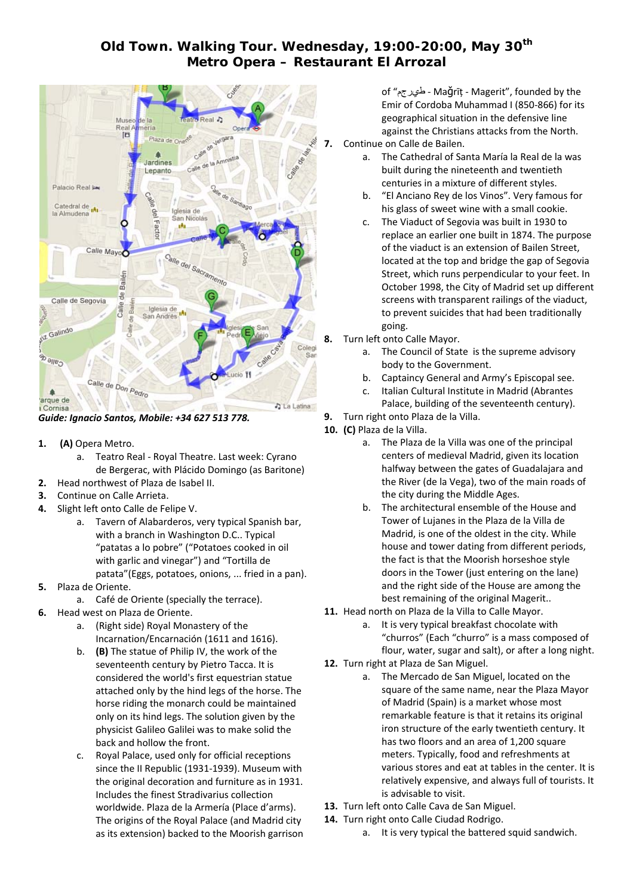# Old Town. Walking Tour. Wednesday, 19:00-20:00, May 30th
## Metro Opera – Restaurant El Arrozal

***Guide: Ignacio Santos, Mobile: +34 627 513 778.***

1. **(A)** Opera Metro.
   a. Teatro Real - Royal Theatre. Last week: Cyrano de Bergerac, with Plácido Domingo (as Baritone)
2. Head northwest of Plaza de Isabel II.
3. Continue on Calle Arrieta.
4. Slight left onto Calle de Felipe V.
   a. Tavern of Alabarderos, very typical Spanish bar, with a branch in Washington D.C.. Typical "patatas a lo pobre" ("Potatoes cooked in oil with garlic and vinegar") and "Tortilla de patata"(Eggs, potatoes, onions, ... fried in a pan).
5. Plaza de Oriente.
   a. Café de Oriente (specially the terrace).
6. Head west on Plaza de Oriente.
   a. (Right side) Royal Monastery of the Incarnation/Encarnación (1611 and 1616).
   b. **(B)** The statue of Philip IV, the work of the seventeenth century by Pietro Tacca. It is considered the world's first equestrian statue attached only by the hind legs of the horse. The horse riding the monarch could be maintained only on its hind legs. The solution given by the physicist Galileo Galilei was to make solid the back and hollow the front.
   c. Royal Palace, used only for official receptions since the II Republic (1931-1939). Museum with the original decoration and furniture as in 1931. Includes the finest Stradivarius collection worldwide. Plaza de la Armería (Place d'arms). The origins of the Royal Palace (and Madrid city as its extension) backed to the Moorish garrison of "مجريط - Maǧrīṭ - Magerit", founded by the Emir of Cordoba Muhammad I (850-866) for its geographical situation in the defensive line against the Christians attacks from the North.
7. Continue on Calle de Bailen.
   a. The Cathedral of Santa María la Real de la was built during the nineteenth and twentieth centuries in a mixture of different styles.
   b. "El Anciano Rey de los Vinos". Very famous for his glass of sweet wine with a small cookie.
   c. The Viaduct of Segovia was built in 1930 to replace an earlier one built in 1874. The purpose of the viaduct is an extension of Bailen Street, located at the top and bridge the gap of Segovia Street, which runs perpendicular to your feet. In October 1998, the City of Madrid set up different screens with transparent railings of the viaduct, to prevent suicides that had been traditionally going.
8. Turn left onto Calle Mayor.
   a. The Council of State is the supreme advisory body to the Government.
   b. Captaincy General and Army's Episcopal see.
   c. Italian Cultural Institute in Madrid (Abrantes Palace, building of the seventeenth century).
9. Turn right onto Plaza de la Villa.
10. **(C)** Plaza de la Villa.
    a. The Plaza de la Villa was one of the principal centers of medieval Madrid, given its location halfway between the gates of Guadalajara and the River (de la Vega), two of the main roads of the city during the Middle Ages.
    b. The architectural ensemble of the House and Tower of Lujanes in the Plaza de la Villa de Madrid, is one of the oldest in the city. While house and tower dating from different periods, the fact is that the Moorish horseshoe style doors in the Tower (just entering on the lane) and the right side of the House are among the best remaining of the original Magerit..
11. Head north on Plaza de la Villa to Calle Mayor.
    a. It is very typical breakfast chocolate with "churros" (Each "churro" is a mass composed of flour, water, sugar and salt), or after a long night.
12. Turn right at Plaza de San Miguel.
    a. The Mercado de San Miguel, located on the square of the same name, near the Plaza Mayor of Madrid (Spain) is a market whose most remarkable feature is that it retains its original iron structure of the early twentieth century. It has two floors and an area of 1,200 square meters. Typically, food and refreshments at various stores and eat at tables in the center. It is relatively expensive, and always full of tourists. It is advisable to visit.
13. Turn left onto Calle Cava de San Miguel.
14. Turn right onto Calle Ciudad Rodrigo.
    a. It is very typical the battered squid sandwich.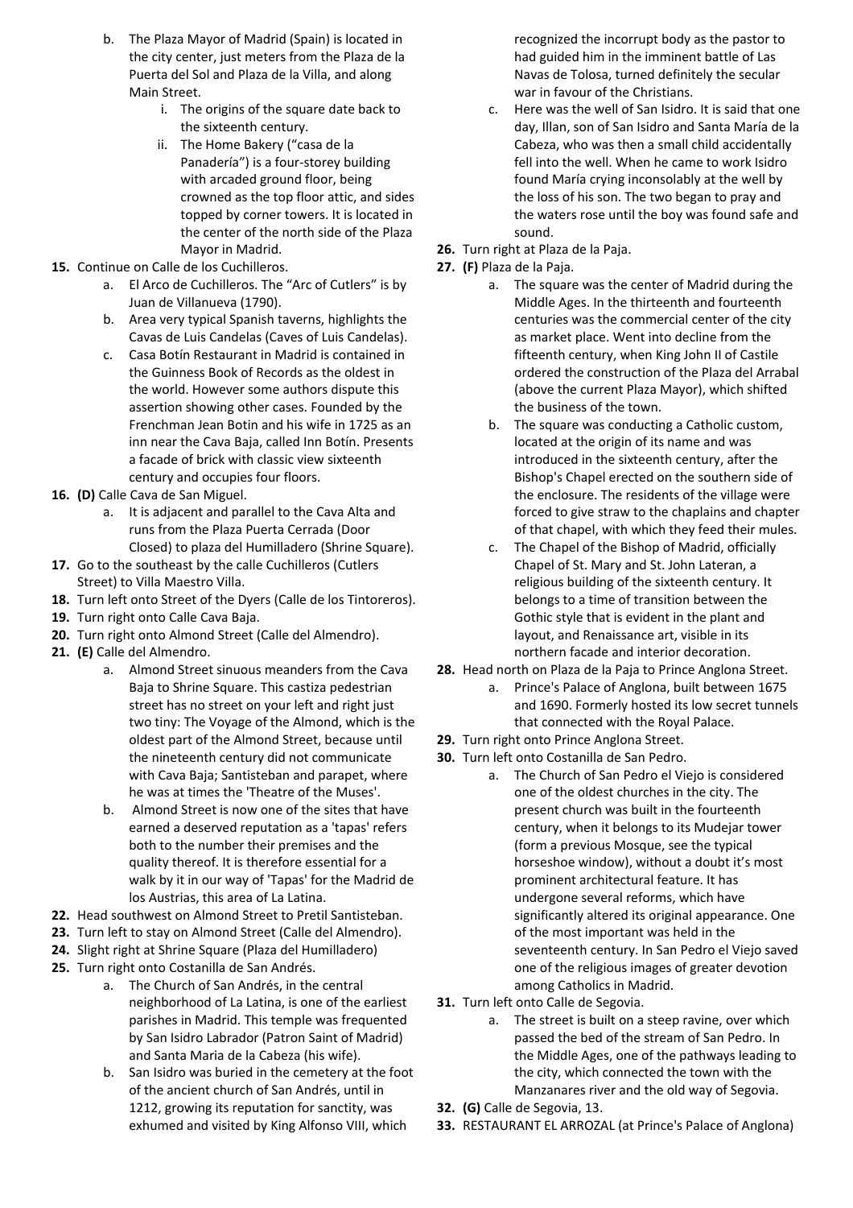b. The Plaza Mayor of Madrid (Spain) is located in the city center, just meters from the Plaza de la Puerta del Sol and Plaza de la Villa, and along Main Street.
   i. The origins of the square date back to the sixteenth century.
   ii. The Home Bakery ("casa de la Panadería") is a four-storey building with arcaded ground floor, being crowned as the top floor attic, and sides topped by corner towers. It is located in the center of the north side of the Plaza Mayor in Madrid.

**15.** Continue on Calle de los Cuchilleros.
   a. El Arco de Cuchilleros. The "Arc of Cutlers" is by Juan de Villanueva (1790).
   b. Area very typical Spanish taverns, highlights the Cavas de Luis Candelas (Caves of Luis Candelas).
   c. Casa Botín Restaurant in Madrid is contained in the Guinness Book of Records as the oldest in the world. However some authors dispute this assertion showing other cases. Founded by the Frenchman Jean Botin and his wife in 1725 as an inn near the Cava Baja, called Inn Botín. Presents a facade of brick with classic view sixteenth century and occupies four floors.

**16.** **(D)** Calle Cava de San Miguel.
   a. It is adjacent and parallel to the Cava Alta and runs from the Plaza Puerta Cerrada (Door Closed) to plaza del Humilladero (Shrine Square).

**17.** Go to the southeast by the calle Cuchilleros (Cutlers Street) to Villa Maestro Villa.

**18.** Turn left onto Street of the Dyers (Calle de los Tintoreros).

**19.** Turn right onto Calle Cava Baja.

**20.** Turn right onto Almond Street (Calle del Almendro).

**21.** **(E)** Calle del Almendro.
   a. Almond Street sinuous meanders from the Cava Baja to Shrine Square. This castiza pedestrian street has no street on your left and right just two tiny: The Voyage of the Almond, which is the oldest part of the Almond Street, because until the nineteenth century did not communicate with Cava Baja; Santisteban and parapet, where he was at times the 'Theatre of the Muses'.
   b. Almond Street is now one of the sites that have earned a deserved reputation as a 'tapas' refers both to the number their premises and the quality thereof. It is therefore essential for a walk by it in our way of 'Tapas' for the Madrid de los Austrias, this area of La Latina.

**22.** Head southwest on Almond Street to Pretil Santisteban.

**23.** Turn left to stay on Almond Street (Calle del Almendro).

**24.** Slight right at Shrine Square (Plaza del Humilladero)

**25.** Turn right onto Costanilla de San Andrés.
   a. The Church of San Andrés, in the central neighborhood of La Latina, is one of the earliest parishes in Madrid. This temple was frequented by San Isidro Labrador (Patron Saint of Madrid) and Santa Maria de la Cabeza (his wife).
   b. San Isidro was buried in the cemetery at the foot of the ancient church of San Andrés, until in 1212, growing its reputation for sanctity, was exhumed and visited by King Alfonso VIII, which recognized the incorrupt body as the pastor to had guided him in the imminent battle of Las Navas de Tolosa, turned definitely the secular war in favour of the Christians.
   c. Here was the well of San Isidro. It is said that one day, Illan, son of San Isidro and Santa María de la Cabeza, who was then a small child accidentally fell into the well. When he came to work Isidro found María crying inconsolably at the well by the loss of his son. The two began to pray and the waters rose until the boy was found safe and sound.

**26.** Turn right at Plaza de la Paja.

**27.** **(F)** Plaza de la Paja.
   a. The square was the center of Madrid during the Middle Ages. In the thirteenth and fourteenth centuries was the commercial center of the city as market place. Went into decline from the fifteenth century, when King John II of Castile ordered the construction of the Plaza del Arrabal (above the current Plaza Mayor), which shifted the business of the town.
   b. The square was conducting a Catholic custom, located at the origin of its name and was introduced in the sixteenth century, after the Bishop's Chapel erected on the southern side of the enclosure. The residents of the village were forced to give straw to the chaplains and chapter of that chapel, with which they feed their mules.
   c. The Chapel of the Bishop of Madrid, officially Chapel of St. Mary and St. John Lateran, a religious building of the sixteenth century. It belongs to a time of transition between the Gothic style that is evident in the plant and layout, and Renaissance art, visible in its northern facade and interior decoration.

**28.** Head north on Plaza de la Paja to Prince Anglona Street.
   a. Prince's Palace of Anglona, built between 1675 and 1690. Formerly hosted its low secret tunnels that connected with the Royal Palace.

**29.** Turn right onto Prince Anglona Street.

**30.** Turn left onto Costanilla de San Pedro.
   a. The Church of San Pedro el Viejo is considered one of the oldest churches in the city. The present church was built in the fourteenth century, when it belongs to its Mudejar tower (form a previous Mosque, see the typical horseshoe window), without a doubt it's most prominent architectural feature. It has undergone several reforms, which have significantly altered its original appearance. One of the most important was held in the seventeenth century. In San Pedro el Viejo saved one of the religious images of greater devotion among Catholics in Madrid.

**31.** Turn left onto Calle de Segovia.
   a. The street is built on a steep ravine, over which passed the bed of the stream of San Pedro. In the Middle Ages, one of the pathways leading to the city, which connected the town with the Manzanares river and the old way of Segovia.

**32.** **(G)** Calle de Segovia, 13.

**33.** RESTAURANT EL ARROZAL (at Prince's Palace of Anglona)